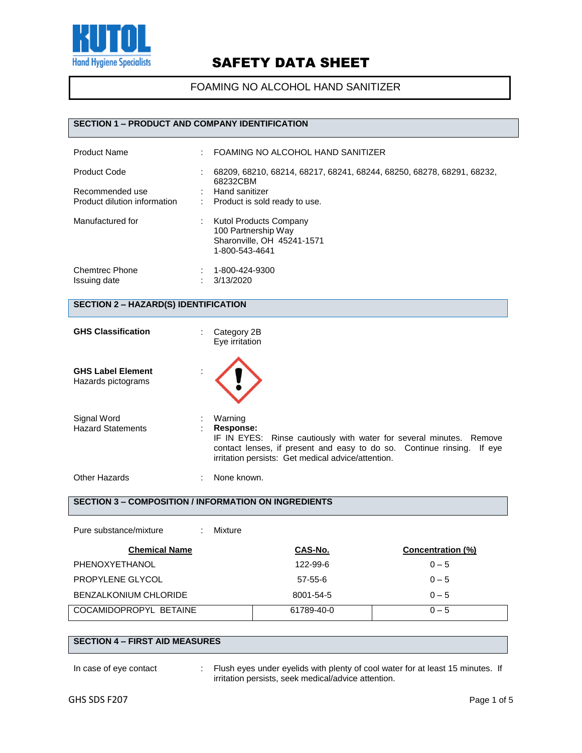# SAFETY DATA SHEET

## FOAMING NO ALCOHOL HAND SANITIZER

### SECTION 1 – PRODUCT AND COMPANY IDENTIFICATION

| | | |
|---|---|---|
| Product Name | : | FOAMING NO ALCOHOL HAND SANITIZER |
| Product Code | : | 68209, 68210, 68214, 68217, 68241, 68244, 68250, 68278, 68291, 68232, 68232CBM |
| Recommended use | : | Hand sanitizer |
| Product dilution information | : | Product is sold ready to use. |
| Manufactured for | : | Kutol Products Company<br>100 Partnership Way<br>Sharonville, OH 45241-1571<br>1-800-543-4641 |
| Chemtrec Phone | : | 1-800-424-9300 |
| Issuing date | : | 3/13/2020 |

### SECTION 2 – HAZARD(S) IDENTIFICATION

**GHS Classification** : Category 2B
Eye irritation

**GHS Label Element**
Hazards pictograms :

Signal Word : Warning

Hazard Statements : **Response:**
IF IN EYES: Rinse cautiously with water for several minutes. Remove contact lenses, if present and easy to do so. Continue rinsing. If eye irritation persists: Get medical advice/attention.

Other Hazards : None known.

### SECTION 3 – COMPOSITION / INFORMATION ON INGREDIENTS

Pure substance/mixture : Mixture

| Chemical Name | CAS-No. | Concentration (%) |
|---|---|---|
| PHENOXYETHANOL | 122-99-6 | 0 – 5 |
| PROPYLENE GLYCOL | 57-55-6 | 0 – 5 |
| BENZALKONIUM CHLORIDE | 8001-54-5 | 0 – 5 |
| COCAMIDOPROPYL BETAINE | 61789-40-0 | 0 – 5 |

### SECTION 4 – FIRST AID MEASURES

In case of eye contact : Flush eyes under eyelids with plenty of cool water for at least 15 minutes. If irritation persists, seek medical/advice attention.

GHS SDS F207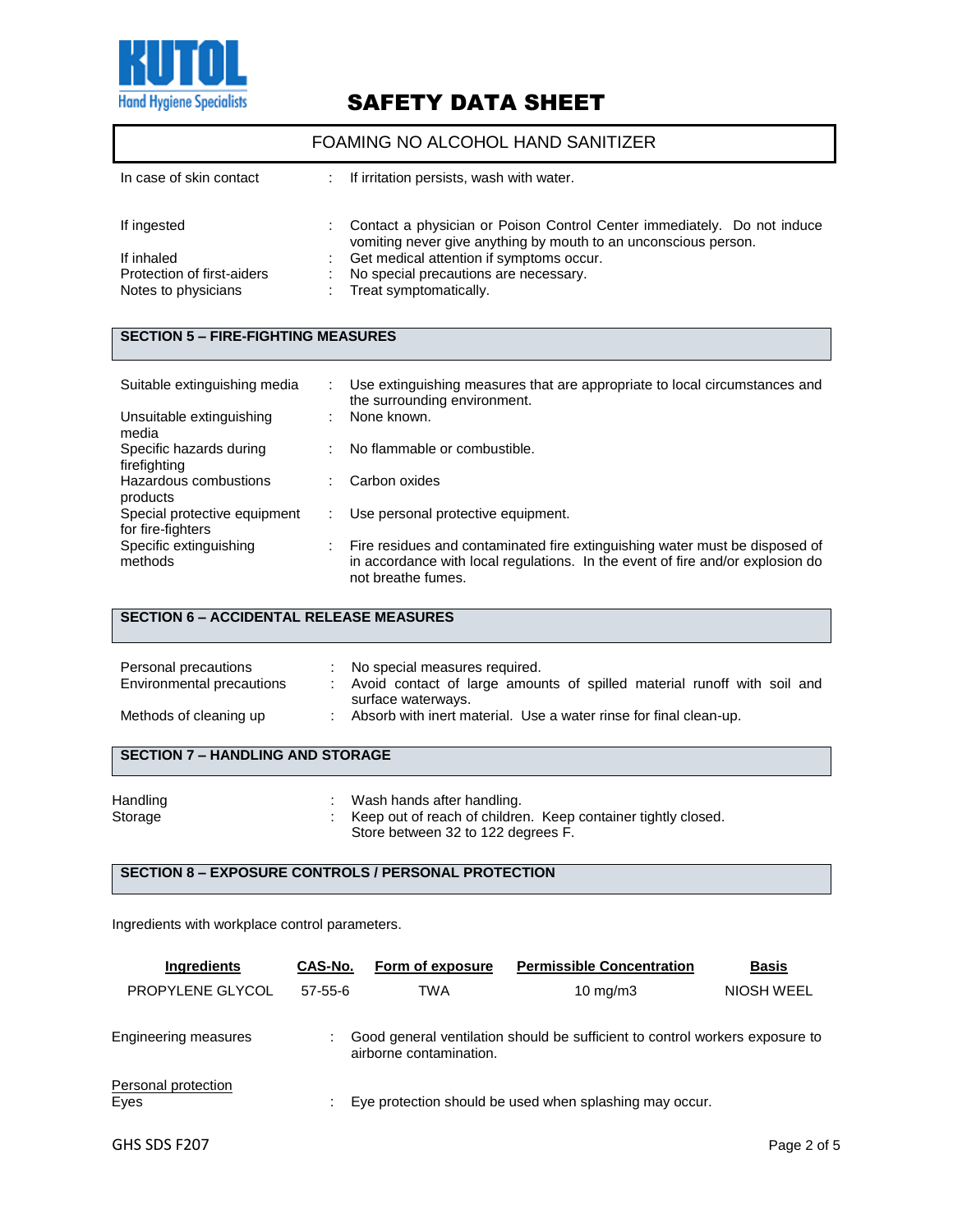| | | |
|---|---|---|
| In case of skin contact | : | If irritation persists, wash with water. |
| If ingested | : | Contact a physician or Poison Control Center immediately. Do not induce vomiting never give anything by mouth to an unconscious person. |
| If inhaled | : | Get medical attention if symptoms occur. |
| Protection of first-aiders | : | No special precautions are necessary. |
| Notes to physicians | : | Treat symptomatically. |

## SECTION 5 – FIRE-FIGHTING MEASURES

| | | |
|---|---|---|
| Suitable extinguishing media | : | Use extinguishing measures that are appropriate to local circumstances and the surrounding environment. |
| Unsuitable extinguishing media | : | None known. |
| Specific hazards during firefighting | : | No flammable or combustible. |
| Hazardous combustions products | : | Carbon oxides |
| Special protective equipment for fire-fighters | : | Use personal protective equipment. |
| Specific extinguishing methods | : | Fire residues and contaminated fire extinguishing water must be disposed of in accordance with local regulations. In the event of fire and/or explosion do not breathe fumes. |

## SECTION 6 – ACCIDENTAL RELEASE MEASURES

| | | |
|---|---|---|
| Personal precautions | : | No special measures required. |
| Environmental precautions | : | Avoid contact of large amounts of spilled material runoff with soil and surface waterways. |
| Methods of cleaning up | : | Absorb with inert material. Use a water rinse for final clean-up. |

## SECTION 7 – HANDLING AND STORAGE

| | | |
|---|---|---|
| Handling | : | Wash hands after handling. |
| Storage | : | Keep out of reach of children. Keep container tightly closed. Store between 32 to 122 degrees F. |

## SECTION 8 – EXPOSURE CONTROLS / PERSONAL PROTECTION

Ingredients with workplace control parameters.

| Ingredients | CAS-No. | Form of exposure | Permissible Concentration | Basis |
|---|---|---|---|---|
| PROPYLENE GLYCOL | 57-55-6 | TWA | 10 mg/m3 | NIOSH WEEL |

| | | |
|---|---|---|
| Engineering measures | : | Good general ventilation should be sufficient to control workers exposure to airborne contamination. |

Personal protection

| | | |
|---|---|---|
| Eyes | : | Eye protection should be used when splashing may occur. |

GHS SDS F207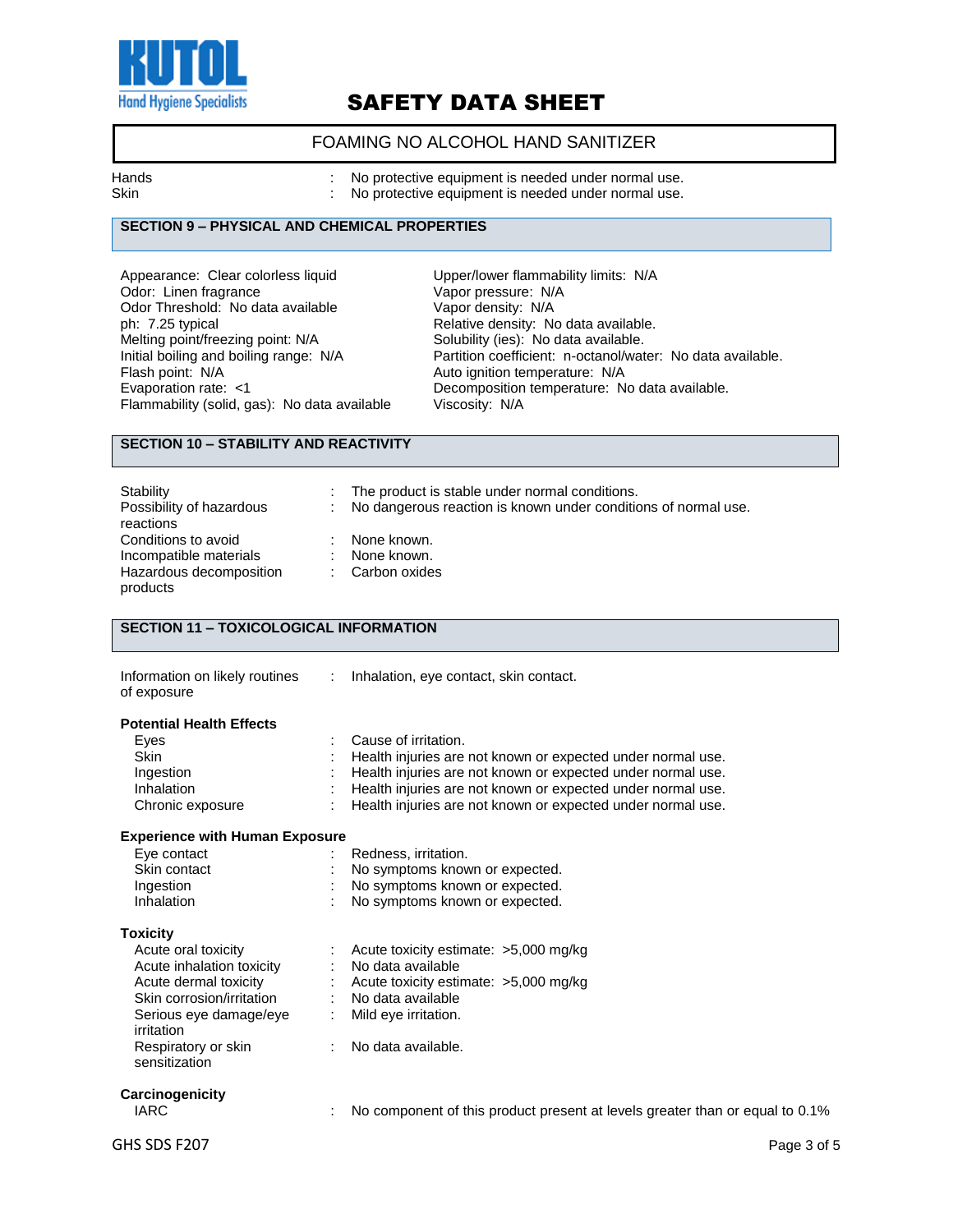| | | |
|---|---|---|
| Hands | : | No protective equipment is needed under normal use. |
| Skin | : | No protective equipment is needed under normal use. |

## SECTION 9 – PHYSICAL AND CHEMICAL PROPERTIES

Appearance: Clear colorless liquid
Odor: Linen fragrance
Odor Threshold: No data available
ph: 7.25 typical
Melting point/freezing point: N/A
Initial boiling and boiling range: N/A
Flash point: N/A
Evaporation rate: <1
Flammability (solid, gas): No data available
Upper/lower flammability limits: N/A
Vapor pressure: N/A
Vapor density: N/A
Relative density: No data available.
Solubility (ies): No data available.
Partition coefficient: n-octanol/water: No data available.
Auto ignition temperature: N/A
Decomposition temperature: No data available.
Viscosity: N/A

## SECTION 10 – STABILITY AND REACTIVITY

| | | |
|---|---|---|
| Stability | : | The product is stable under normal conditions. |
| Possibility of hazardous reactions | : | No dangerous reaction is known under conditions of normal use. |
| Conditions to avoid | : | None known. |
| Incompatible materials | : | None known. |
| Hazardous decomposition products | : | Carbon oxides |

## SECTION 11 – TOXICOLOGICAL INFORMATION

| | | |
|---|---|---|
| Information on likely routines of exposure | : | Inhalation, eye contact, skin contact. |

**Potential Health Effects**

| | | |
|---|---|---|
| Eyes | : | Cause of irritation. |
| Skin | : | Health injuries are not known or expected under normal use. |
| Ingestion | : | Health injuries are not known or expected under normal use. |
| Inhalation | : | Health injuries are not known or expected under normal use. |
| Chronic exposure | : | Health injuries are not known or expected under normal use. |

**Experience with Human Exposure**

| | | |
|---|---|---|
| Eye contact | : | Redness, irritation. |
| Skin contact | : | No symptoms known or expected. |
| Ingestion | : | No symptoms known or expected. |
| Inhalation | : | No symptoms known or expected. |

**Toxicity**

| | | |
|---|---|---|
| Acute oral toxicity | : | Acute toxicity estimate: >5,000 mg/kg |
| Acute inhalation toxicity | : | No data available |
| Acute dermal toxicity | : | Acute toxicity estimate: >5,000 mg/kg |
| Skin corrosion/irritation | : | No data available |
| Serious eye damage/eye irritation | : | Mild eye irritation. |
| Respiratory or skin sensitization | : | No data available. |

**Carcinogenicity**

| | | |
|---|---|---|
| IARC | : | No component of this product present at levels greater than or equal to 0.1% |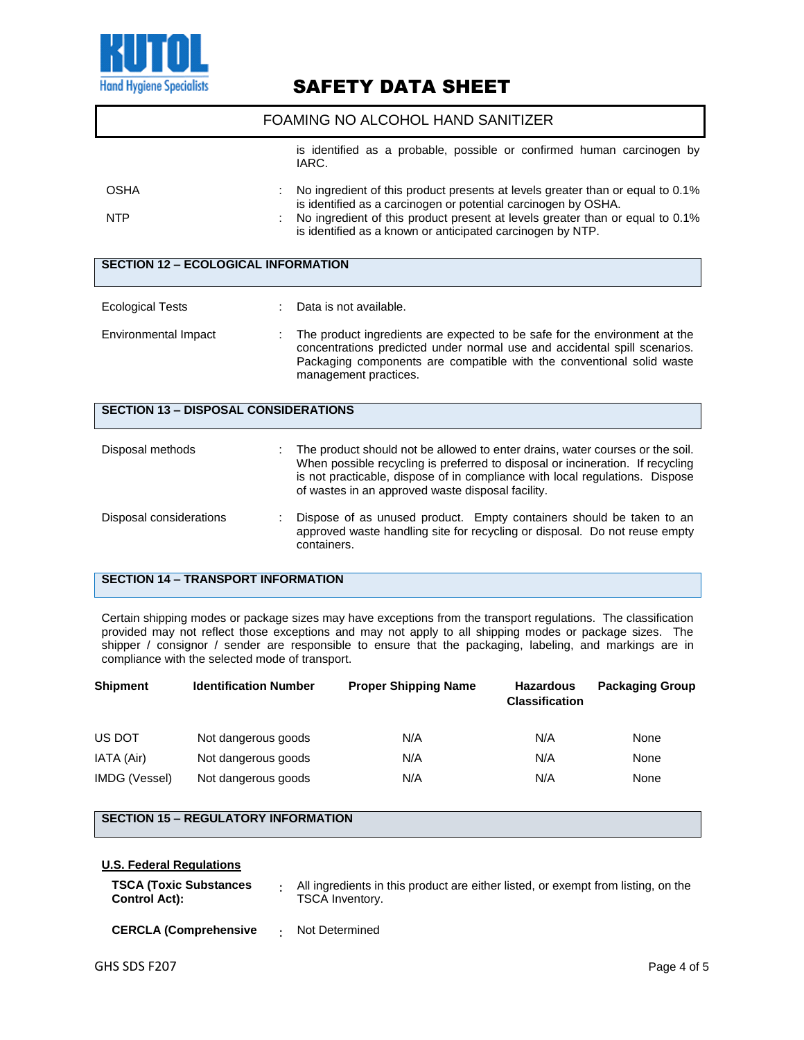is identified as a probable, possible or confirmed human carcinogen by IARC.

OSHA : No ingredient of this product presents at levels greater than or equal to 0.1% is identified as a carcinogen or potential carcinogen by OSHA.

NTP : No ingredient of this product present at levels greater than or equal to 0.1% is identified as a known or anticipated carcinogen by NTP.

## SECTION 12 – ECOLOGICAL INFORMATION

Ecological Tests : Data is not available.

Environmental Impact : The product ingredients are expected to be safe for the environment at the concentrations predicted under normal use and accidental spill scenarios. Packaging components are compatible with the conventional solid waste management practices.

## SECTION 13 – DISPOSAL CONSIDERATIONS

Disposal methods : The product should not be allowed to enter drains, water courses or the soil. When possible recycling is preferred to disposal or incineration. If recycling is not practicable, dispose of in compliance with local regulations. Dispose of wastes in an approved waste disposal facility.

Disposal considerations : Dispose of as unused product. Empty containers should be taken to an approved waste handling site for recycling or disposal. Do not reuse empty containers.

## SECTION 14 – TRANSPORT INFORMATION

Certain shipping modes or package sizes may have exceptions from the transport regulations. The classification provided may not reflect those exceptions and may not apply to all shipping modes or package sizes. The shipper / consignor / sender are responsible to ensure that the packaging, labeling, and markings are in compliance with the selected mode of transport.

| Shipment | Identification Number | Proper Shipping Name | Hazardous Classification | Packaging Group |
|---|---|---|---|---|
| US DOT | Not dangerous goods | N/A | N/A | None |
| IATA (Air) | Not dangerous goods | N/A | N/A | None |
| IMDG (Vessel) | Not dangerous goods | N/A | N/A | None |

## SECTION 15 – REGULATORY INFORMATION

**U.S. Federal Regulations**

**TSCA (Toxic Substances Control Act):** All ingredients in this product are either listed, or exempt from listing, on the TSCA Inventory.

**CERCLA (Comprehensive** : Not Determined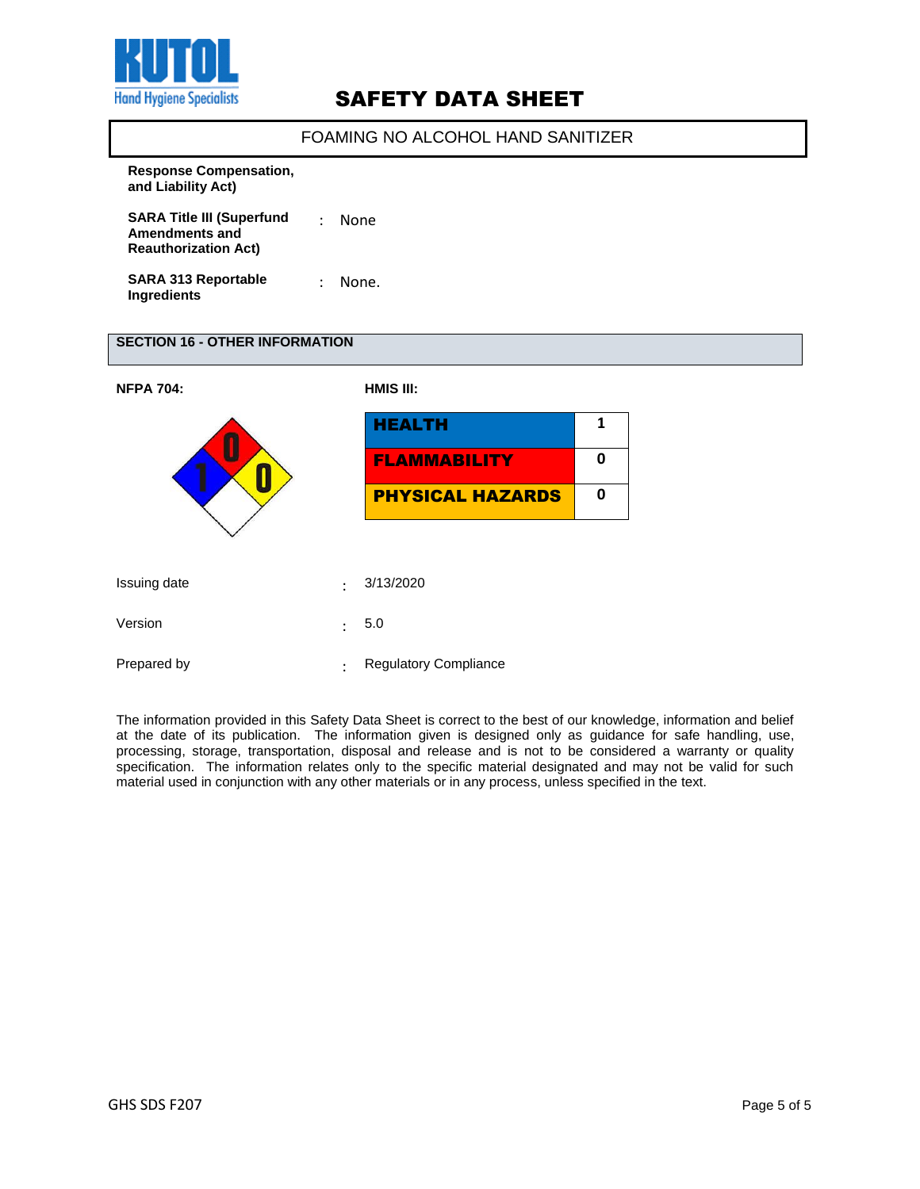FOAMING NO ALCOHOL HAND SANITIZER

**Response Compensation, and Liability Act)**

**SARA Title III (Superfund Amendments and Reauthorization Act)** : None

**SARA 313 Reportable Ingredients** : None.

## SECTION 16 - OTHER INFORMATION

**NFPA 704:**

1
0
0

**HMIS III:**

| | |
|---|---|
| **HEALTH** | **1** |
| **FLAMMABILITY** | **0** |
| **PHYSICAL HAZARDS** | **0** |

Issuing date : 3/13/2020

Version : 5.0

Prepared by : Regulatory Compliance

The information provided in this Safety Data Sheet is correct to the best of our knowledge, information and belief at the date of its publication. The information given is designed only as guidance for safe handling, use, processing, storage, transportation, disposal and release and is not to be considered a warranty or quality specification. The information relates only to the specific material designated and may not be valid for such material used in conjunction with any other materials or in any process, unless specified in the text.